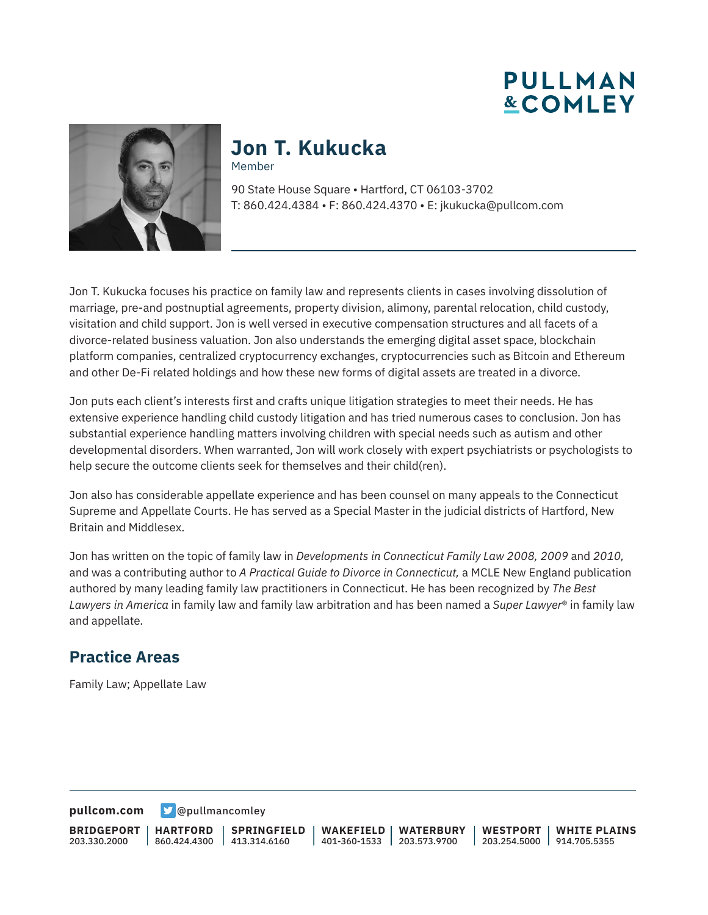# Jon T. Kukucka

Member

90 State House Square • Hartford, CT 06103-3702
T: 860.424.4384 • F: 860.424.4370 • E: jkukucka@pullcom.com

Jon T. Kukucka focuses his practice on family law and represents clients in cases involving dissolution of marriage, pre-and postnuptial agreements, property division, alimony, parental relocation, child custody, visitation and child support. Jon is well versed in executive compensation structures and all facets of a divorce-related business valuation. Jon also understands the emerging digital asset space, blockchain platform companies, centralized cryptocurrency exchanges, cryptocurrencies such as Bitcoin and Ethereum and other De-Fi related holdings and how these new forms of digital assets are treated in a divorce.

Jon puts each client's interests first and crafts unique litigation strategies to meet their needs. He has extensive experience handling child custody litigation and has tried numerous cases to conclusion. Jon has substantial experience handling matters involving children with special needs such as autism and other developmental disorders. When warranted, Jon will work closely with expert psychiatrists or psychologists to help secure the outcome clients seek for themselves and their child(ren).

Jon also has considerable appellate experience and has been counsel on many appeals to the Connecticut Supreme and Appellate Courts. He has served as a Special Master in the judicial districts of Hartford, New Britain and Middlesex.

Jon has written on the topic of family law in *Developments in Connecticut Family Law 2008, 2009* and *2010,* and was a contributing author to *A Practical Guide to Divorce in Connecticut,* a MCLE New England publication authored by many leading family law practitioners in Connecticut. He has been recognized by *The Best Lawyers in America* in family law and family law arbitration and has been named a *Super Lawyer®* in family law and appellate.

## Practice Areas

Family Law; Appellate Law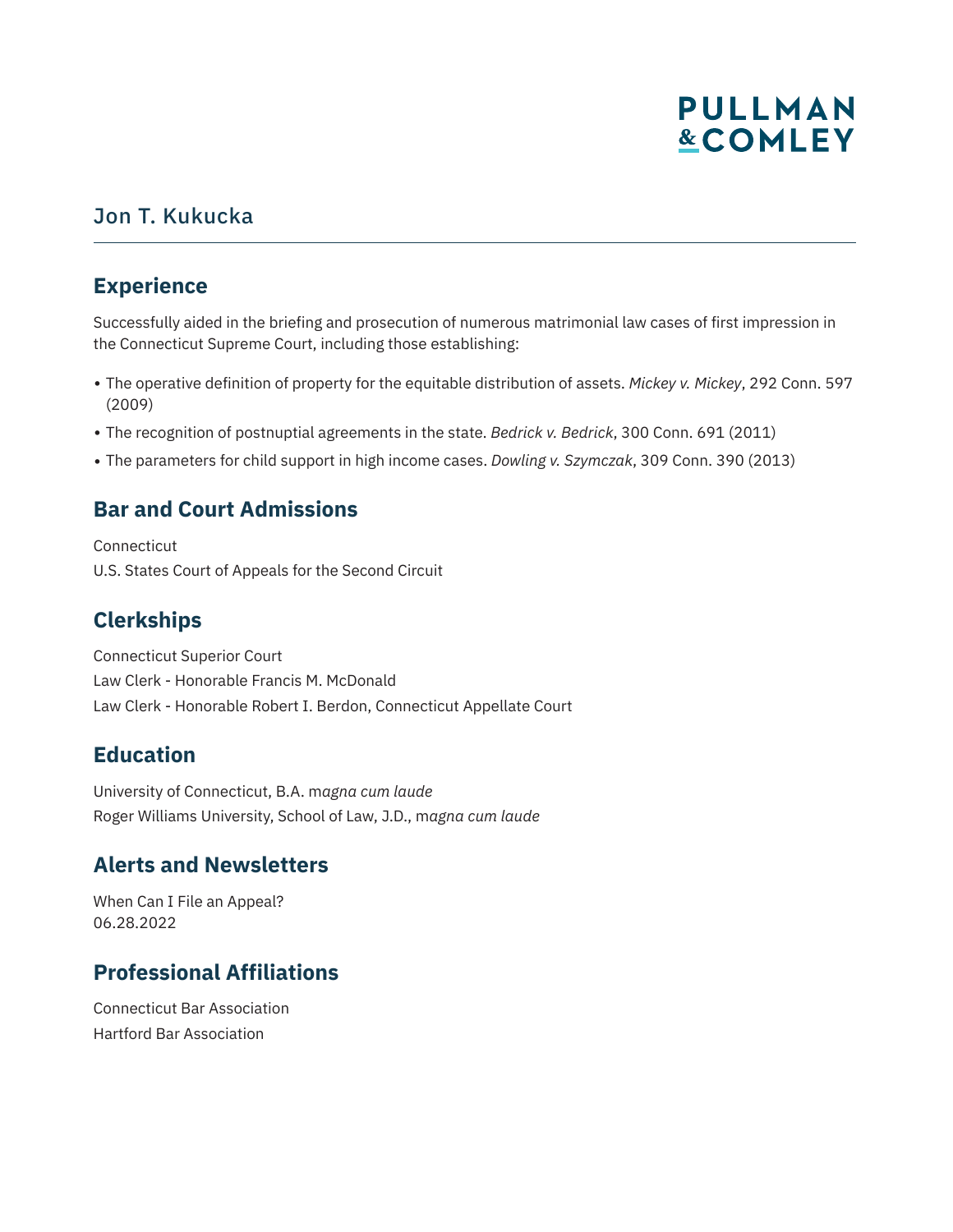## Jon T. Kukucka

## Experience

Successfully aided in the briefing and prosecution of numerous matrimonial law cases of first impression in the Connecticut Supreme Court, including those establishing:

- The operative definition of property for the equitable distribution of assets. *Mickey v. Mickey*, 292 Conn. 597 (2009)
- The recognition of postnuptial agreements in the state. *Bedrick v. Bedrick*, 300 Conn. 691 (2011)
- The parameters for child support in high income cases. *Dowling v. Szymczak*, 309 Conn. 390 (2013)

## Bar and Court Admissions

Connecticut
U.S. States Court of Appeals for the Second Circuit

## Clerkships

Connecticut Superior Court
Law Clerk - Honorable Francis M. McDonald
Law Clerk - Honorable Robert I. Berdon, Connecticut Appellate Court

## Education

University of Connecticut, B.A. m*agna cum laude*
Roger Williams University, School of Law, J.D., m*agna cum laude*

## Alerts and Newsletters

When Can I File an Appeal?
06.28.2022

## Professional Affiliations

Connecticut Bar Association
Hartford Bar Association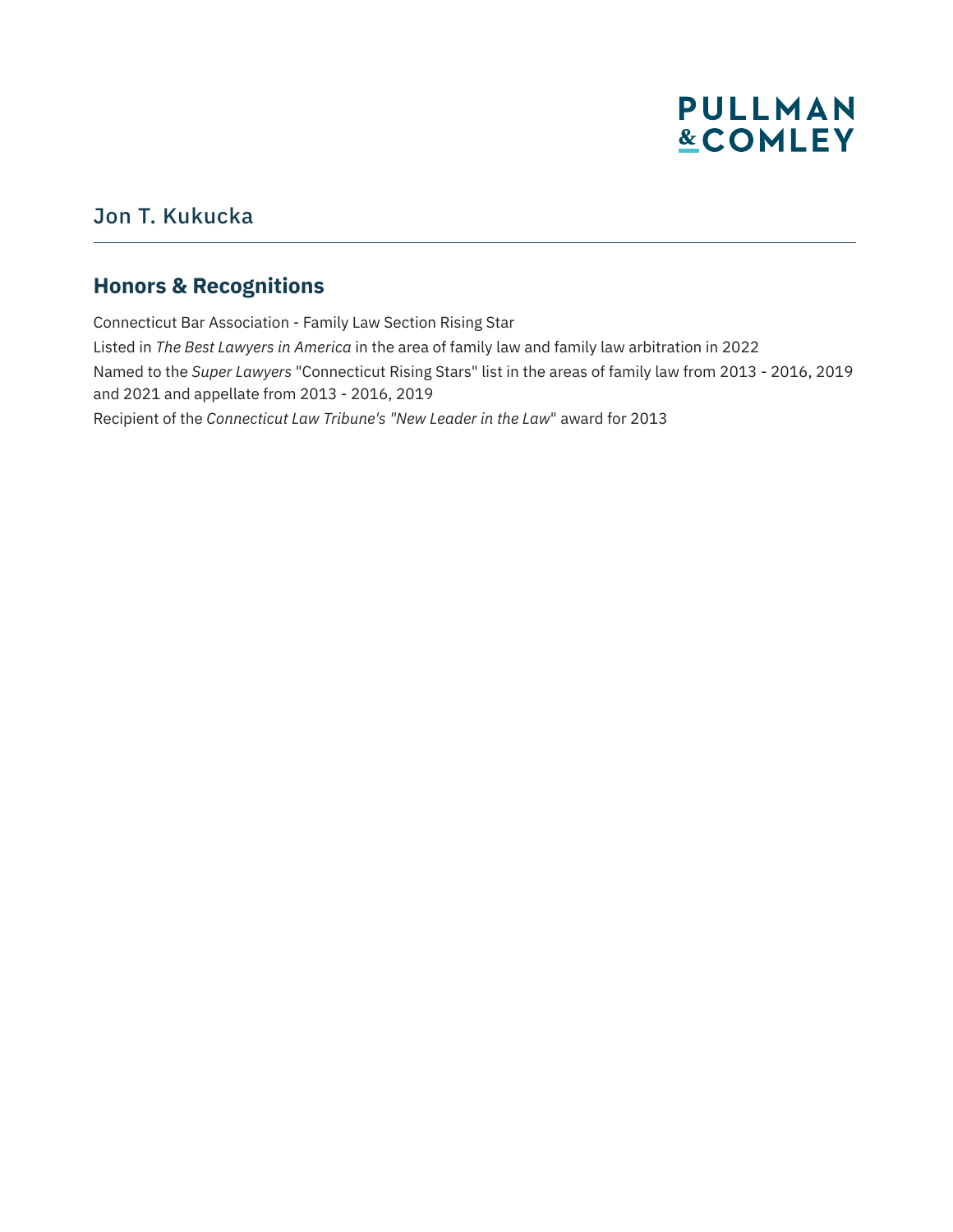## Jon T. Kukucka

### Honors & Recognitions

Connecticut Bar Association - Family Law Section Rising Star

Listed in *The Best Lawyers in America* in the area of family law and family law arbitration in 2022

Named to the *Super Lawyers* "Connecticut Rising Stars" list in the areas of family law from 2013 - 2016, 2019 and 2021 and appellate from 2013 - 2016, 2019

Recipient of the *Connecticut Law Tribune's "New Leader in the Law*" award for 2013